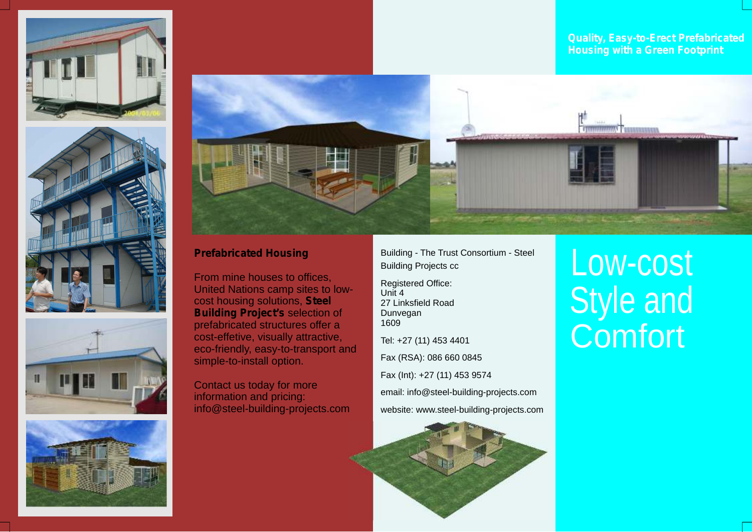**Quality, Easy-to-Erect Prefabricated Housing with a Green Footprint**

# Low-cost Style and Comfort

## Prefabricated Housing

From mine houses to offices, United Nations camp sites to low-cost housing solutions, **Steel Building Project's** selection of prefabricated structures offer a cost-effetive, visually attractive, eco-friendly, easy-to-transport and simple-to-install option.

Contact us today for more information and pricing:
info@steel-building-projects.com

Building - The Trust Consortium - Steel Building Projects cc

Registered Office:
Unit 4
27 Linksfield Road
Dunvegan
1609

Tel: +27 (11) 453 4401

Fax (RSA): 086 660 0845

Fax (Int): +27 (11) 453 9574

email: info@steel-building-projects.com

website: www.steel-building-projects.com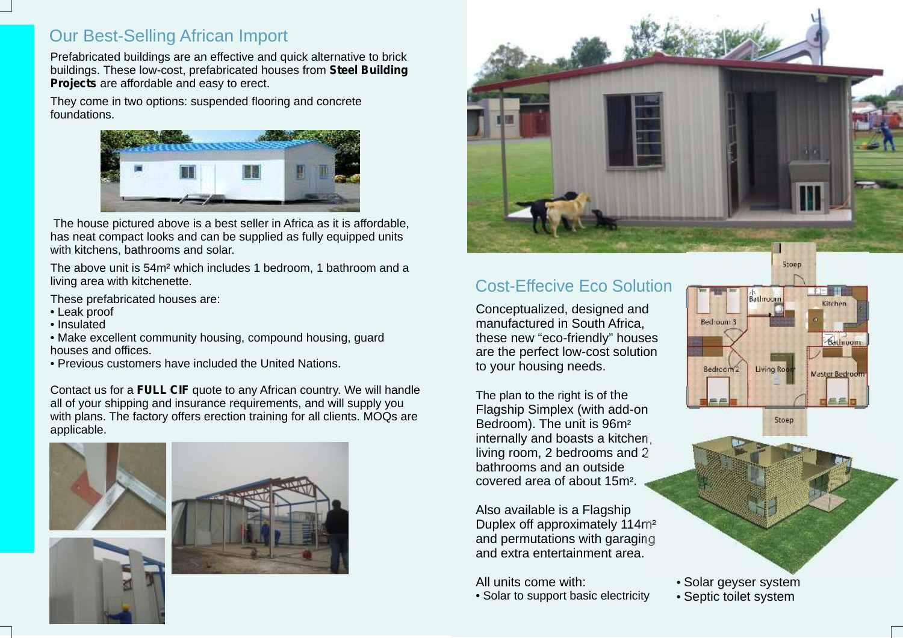## Our Best-Selling African Import

Prefabricated buildings are an effective and quick alternative to brick buildings. These low-cost, prefabricated houses from **Steel Building Projects** are affordable and easy to erect.

They come in two options: suspended flooring and concrete foundations.

The house pictured above is a best seller in Africa as it is affordable, has neat compact looks and can be supplied as fully equipped units with kitchens, bathrooms and solar.

The above unit is 54m² which includes 1 bedroom, 1 bathroom and a living area with kitchenette.

These prefabricated houses are:

- Leak proof
- Insulated
- Make excellent community housing, compound housing, guard houses and offices.
- Previous customers have included the United Nations.

Contact us for a **FULL CIF** quote to any African country. We will handle all of your shipping and insurance requirements, and will supply you with plans. The factory offers erection training for all clients. MOQs are applicable.

## Cost-Effective Eco Solution

Conceptualized, designed and manufactured in South Africa, these new "eco-friendly" houses are the perfect low-cost solution to your housing needs.

The plan to the right is of the Flagship Simplex (with add-on Bedroom). The unit is 96m² internally and boasts a kitchen, living room, 2 bedrooms and 2 bathrooms and an outside covered area of about 15m².

Also available is a Flagship Duplex off approximately 114m² and permutations with garaging and extra entertainment area.

All units come with:

- Solar to support basic electricity
- Solar geyser system
- Septic toilet system